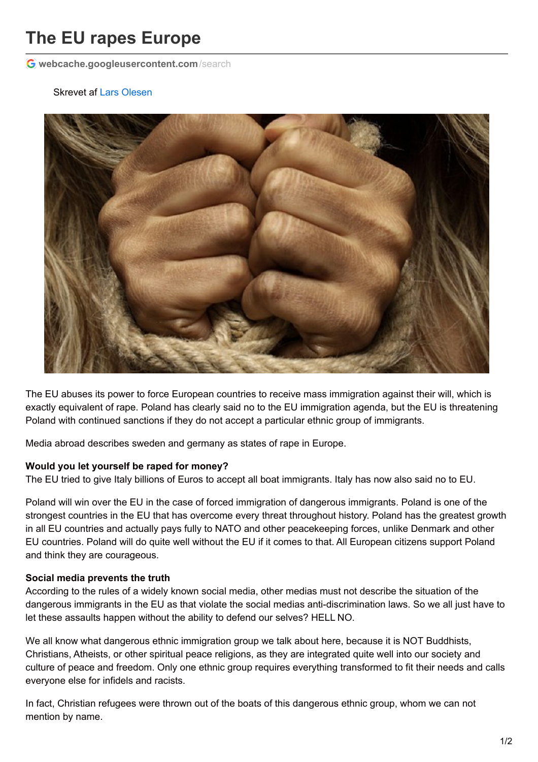# The EU rapes Europe

webcache.googleusercontent.com/search

Skrevet af Lars Olesen

The EU abuses its power to force European countries to receive mass immigration against their will, which is exactly equivalent of rape. Poland has clearly said no to the EU immigration agenda, but the EU is threatening Poland with continued sanctions if they do not accept a particular ethnic group of immigrants.

Media abroad describes sweden and germany as states of rape in Europe.

**Would you let yourself be raped for money?**
The EU tried to give Italy billions of Euros to accept all boat immigrants. Italy has now also said no to EU.

Poland will win over the EU in the case of forced immigration of dangerous immigrants. Poland is one of the strongest countries in the EU that has overcome every threat throughout history. Poland has the greatest growth in all EU countries and actually pays fully to NATO and other peacekeeping forces, unlike Denmark and other EU countries. Poland will do quite well without the EU if it comes to that. All European citizens support Poland and think they are courageous.

**Social media prevents the truth**
According to the rules of a widely known social media, other medias must not describe the situation of the dangerous immigrants in the EU as that violate the social medias anti-discrimination laws. So we all just have to let these assaults happen without the ability to defend our selves? HELL NO.

We all know what dangerous ethnic immigration group we talk about here, because it is NOT Buddhists, Christians, Atheists, or other spiritual peace religions, as they are integrated quite well into our society and culture of peace and freedom. Only one ethnic group requires everything transformed to fit their needs and calls everyone else for infidels and racists.

In fact, Christian refugees were thrown out of the boats of this dangerous ethnic group, whom we can not mention by name.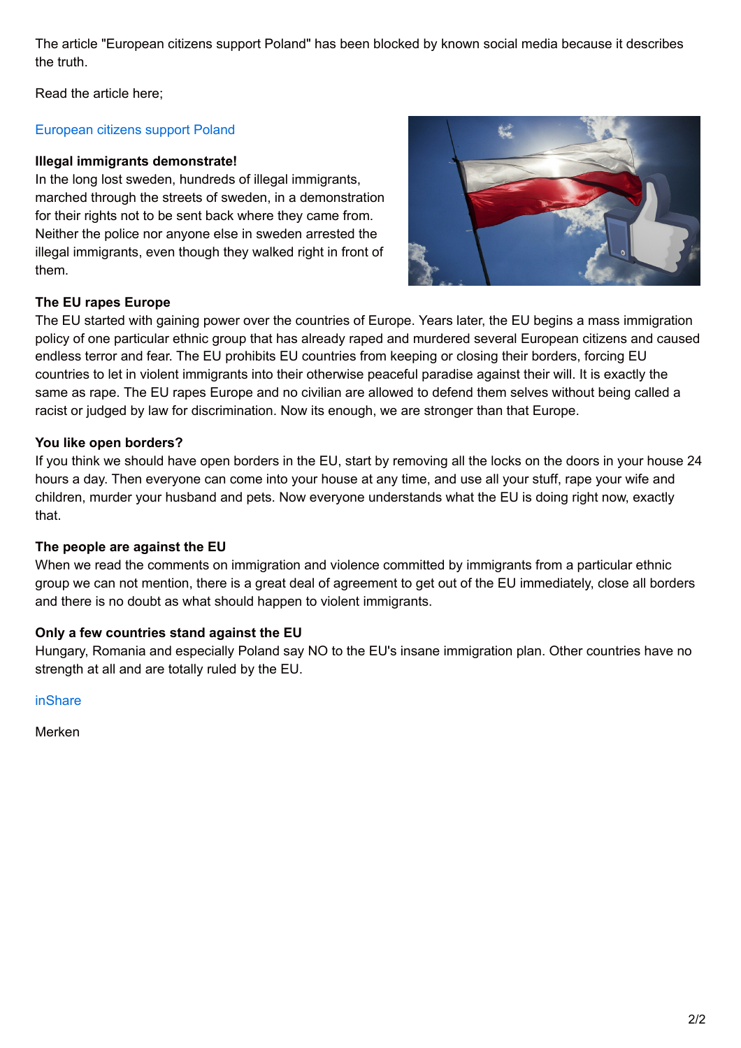The article "European citizens support Poland" has been blocked by known social media because it describes the truth.

Read the article here;

European citizens support Poland

**Illegal immigrants demonstrate!**
In the long lost sweden, hundreds of illegal immigrants, marched through the streets of sweden, in a demonstration for their rights not to be sent back where they came from. Neither the police nor anyone else in sweden arrested the illegal immigrants, even though they walked right in front of them.

**The EU rapes Europe**
The EU started with gaining power over the countries of Europe. Years later, the EU begins a mass immigration policy of one particular ethnic group that has already raped and murdered several European citizens and caused endless terror and fear. The EU prohibits EU countries from keeping or closing their borders, forcing EU countries to let in violent immigrants into their otherwise peaceful paradise against their will. It is exactly the same as rape. The EU rapes Europe and no civilian are allowed to defend them selves without being called a racist or judged by law for discrimination. Now its enough, we are stronger than that Europe.

**You like open borders?**
If you think we should have open borders in the EU, start by removing all the locks on the doors in your house 24 hours a day. Then everyone can come into your house at any time, and use all your stuff, rape your wife and children, murder your husband and pets. Now everyone understands what the EU is doing right now, exactly that.

**The people are against the EU**
When we read the comments on immigration and violence committed by immigrants from a particular ethnic group we can not mention, there is a great deal of agreement to get out of the EU immediately, close all borders and there is no doubt as what should happen to violent immigrants.

**Only a few countries stand against the EU**
Hungary, Romania and especially Poland say NO to the EU's insane immigration plan. Other countries have no strength at all and are totally ruled by the EU.

inShare

Merken